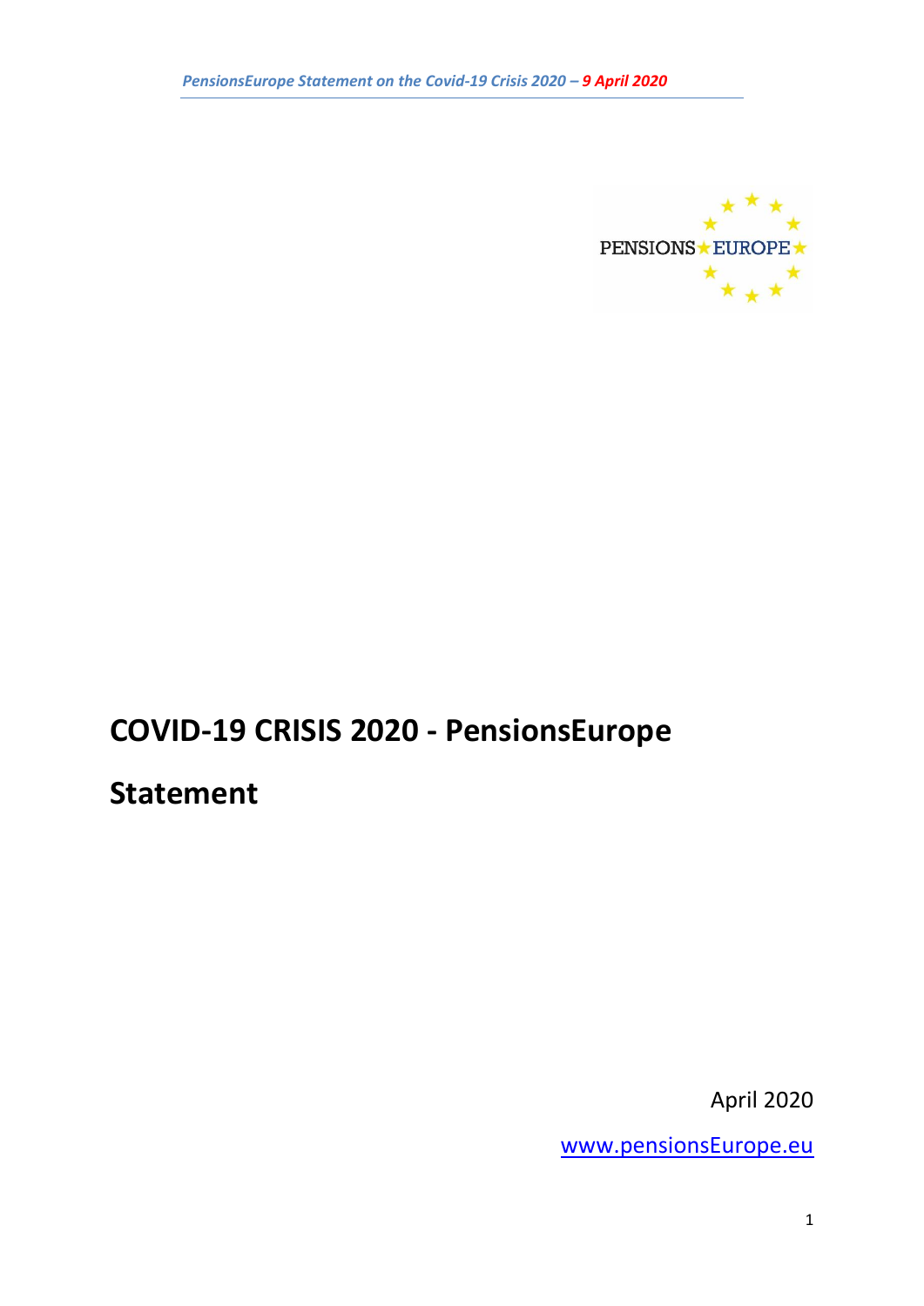# COVID-19 CRISIS 2020 - PensionsEurope Statement

April 2020

www.pensionsEurope.eu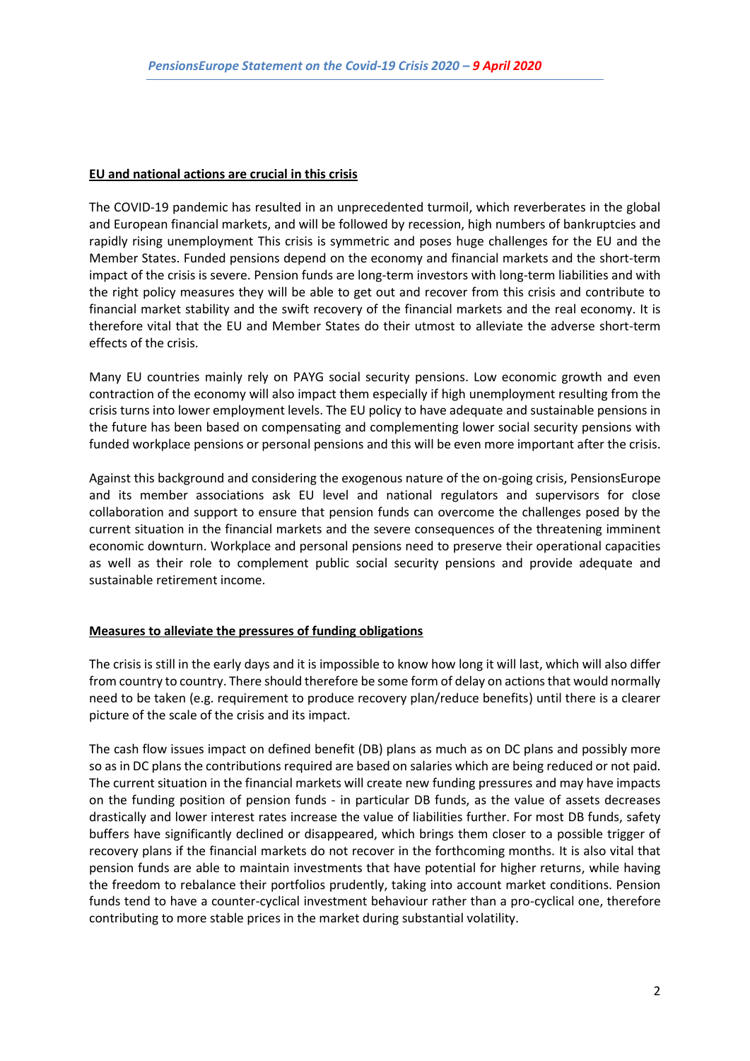## EU and national actions are crucial in this crisis

The COVID-19 pandemic has resulted in an unprecedented turmoil, which reverberates in the global and European financial markets, and will be followed by recession, high numbers of bankruptcies and rapidly rising unemployment This crisis is symmetric and poses huge challenges for the EU and the Member States. Funded pensions depend on the economy and financial markets and the short-term impact of the crisis is severe. Pension funds are long-term investors with long-term liabilities and with the right policy measures they will be able to get out and recover from this crisis and contribute to financial market stability and the swift recovery of the financial markets and the real economy. It is therefore vital that the EU and Member States do their utmost to alleviate the adverse short-term effects of the crisis.

Many EU countries mainly rely on PAYG social security pensions. Low economic growth and even contraction of the economy will also impact them especially if high unemployment resulting from the crisis turns into lower employment levels. The EU policy to have adequate and sustainable pensions in the future has been based on compensating and complementing lower social security pensions with funded workplace pensions or personal pensions and this will be even more important after the crisis.

Against this background and considering the exogenous nature of the on-going crisis, PensionsEurope and its member associations ask EU level and national regulators and supervisors for close collaboration and support to ensure that pension funds can overcome the challenges posed by the current situation in the financial markets and the severe consequences of the threatening imminent economic downturn. Workplace and personal pensions need to preserve their operational capacities as well as their role to complement public social security pensions and provide adequate and sustainable retirement income.

## Measures to alleviate the pressures of funding obligations

The crisis is still in the early days and it is impossible to know how long it will last, which will also differ from country to country. There should therefore be some form of delay on actions that would normally need to be taken (e.g. requirement to produce recovery plan/reduce benefits) until there is a clearer picture of the scale of the crisis and its impact.

The cash flow issues impact on defined benefit (DB) plans as much as on DC plans and possibly more so as in DC plans the contributions required are based on salaries which are being reduced or not paid. The current situation in the financial markets will create new funding pressures and may have impacts on the funding position of pension funds - in particular DB funds, as the value of assets decreases drastically and lower interest rates increase the value of liabilities further. For most DB funds, safety buffers have significantly declined or disappeared, which brings them closer to a possible trigger of recovery plans if the financial markets do not recover in the forthcoming months. It is also vital that pension funds are able to maintain investments that have potential for higher returns, while having the freedom to rebalance their portfolios prudently, taking into account market conditions. Pension funds tend to have a counter-cyclical investment behaviour rather than a pro-cyclical one, therefore contributing to more stable prices in the market during substantial volatility.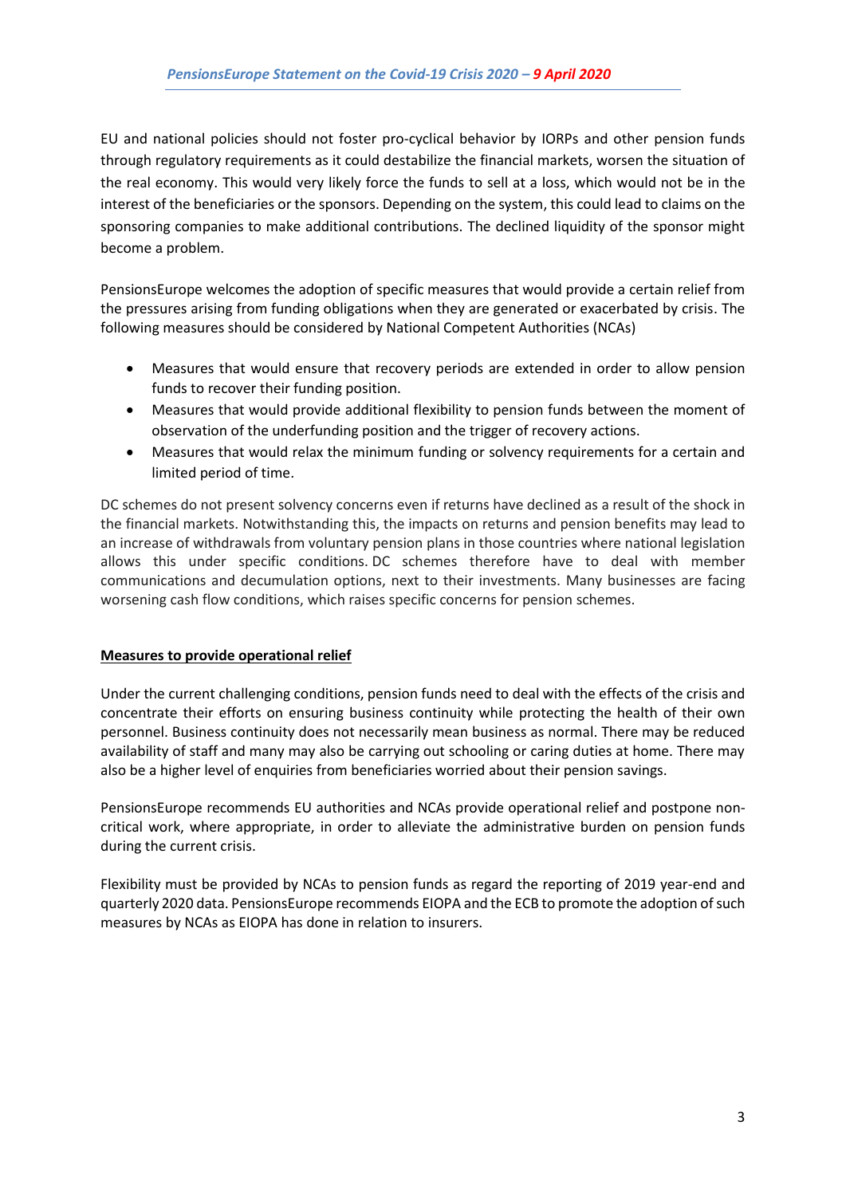EU and national policies should not foster pro-cyclical behavior by IORPs and other pension funds through regulatory requirements as it could destabilize the financial markets, worsen the situation of the real economy. This would very likely force the funds to sell at a loss, which would not be in the interest of the beneficiaries or the sponsors. Depending on the system, this could lead to claims on the sponsoring companies to make additional contributions. The declined liquidity of the sponsor might become a problem.

PensionsEurope welcomes the adoption of specific measures that would provide a certain relief from the pressures arising from funding obligations when they are generated or exacerbated by crisis. The following measures should be considered by National Competent Authorities (NCAs)

- Measures that would ensure that recovery periods are extended in order to allow pension funds to recover their funding position.
- Measures that would provide additional flexibility to pension funds between the moment of observation of the underfunding position and the trigger of recovery actions.
- Measures that would relax the minimum funding or solvency requirements for a certain and limited period of time.

DC schemes do not present solvency concerns even if returns have declined as a result of the shock in the financial markets. Notwithstanding this, the impacts on returns and pension benefits may lead to an increase of withdrawals from voluntary pension plans in those countries where national legislation allows this under specific conditions. DC schemes therefore have to deal with member communications and decumulation options, next to their investments. Many businesses are facing worsening cash flow conditions, which raises specific concerns for pension schemes.

**Measures to provide operational relief**

Under the current challenging conditions, pension funds need to deal with the effects of the crisis and concentrate their efforts on ensuring business continuity while protecting the health of their own personnel. Business continuity does not necessarily mean business as normal. There may be reduced availability of staff and many may also be carrying out schooling or caring duties at home. There may also be a higher level of enquiries from beneficiaries worried about their pension savings.

PensionsEurope recommends EU authorities and NCAs provide operational relief and postpone non-critical work, where appropriate, in order to alleviate the administrative burden on pension funds during the current crisis.

Flexibility must be provided by NCAs to pension funds as regard the reporting of 2019 year-end and quarterly 2020 data. PensionsEurope recommends EIOPA and the ECB to promote the adoption of such measures by NCAs as EIOPA has done in relation to insurers.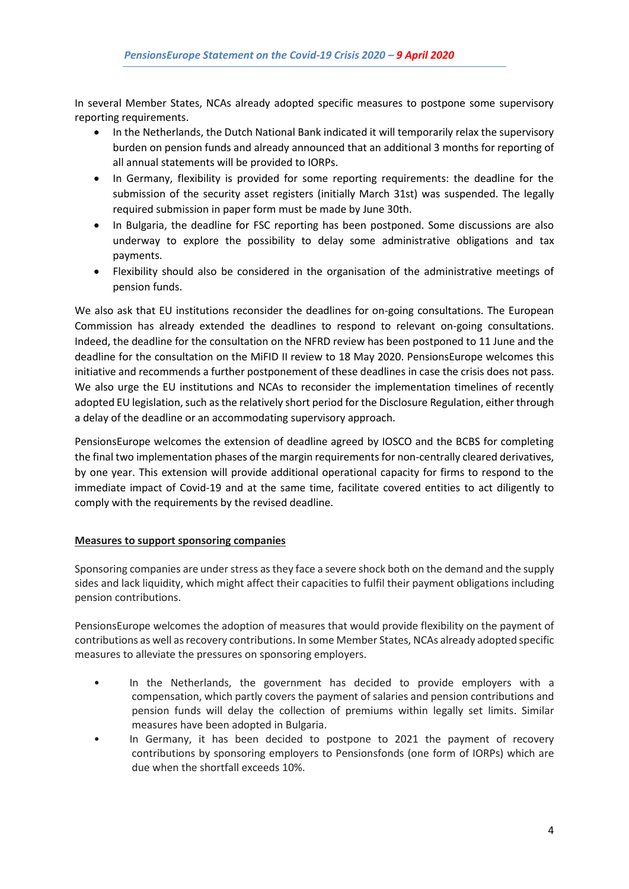In several Member States, NCAs already adopted specific measures to postpone some supervisory reporting requirements.

- In the Netherlands, the Dutch National Bank indicated it will temporarily relax the supervisory burden on pension funds and already announced that an additional 3 months for reporting of all annual statements will be provided to IORPs.
- In Germany, flexibility is provided for some reporting requirements: the deadline for the submission of the security asset registers (initially March 31st) was suspended. The legally required submission in paper form must be made by June 30th.
- In Bulgaria, the deadline for FSC reporting has been postponed. Some discussions are also underway to explore the possibility to delay some administrative obligations and tax payments.
- Flexibility should also be considered in the organisation of the administrative meetings of pension funds.

We also ask that EU institutions reconsider the deadlines for on-going consultations. The European Commission has already extended the deadlines to respond to relevant on-going consultations. Indeed, the deadline for the consultation on the NFRD review has been postponed to 11 June and the deadline for the consultation on the MiFID II review to 18 May 2020. PensionsEurope welcomes this initiative and recommends a further postponement of these deadlines in case the crisis does not pass. We also urge the EU institutions and NCAs to reconsider the implementation timelines of recently adopted EU legislation, such as the relatively short period for the Disclosure Regulation, either through a delay of the deadline or an accommodating supervisory approach.

PensionsEurope welcomes the extension of deadline agreed by IOSCO and the BCBS for completing the final two implementation phases of the margin requirements for non-centrally cleared derivatives, by one year. This extension will provide additional operational capacity for firms to respond to the immediate impact of Covid-19 and at the same time, facilitate covered entities to act diligently to comply with the requirements by the revised deadline.

**Measures to support sponsoring companies**

Sponsoring companies are under stress as they face a severe shock both on the demand and the supply sides and lack liquidity, which might affect their capacities to fulfil their payment obligations including pension contributions.

PensionsEurope welcomes the adoption of measures that would provide flexibility on the payment of contributions as well as recovery contributions. In some Member States, NCAs already adopted specific measures to alleviate the pressures on sponsoring employers.

- In the Netherlands, the government has decided to provide employers with a compensation, which partly covers the payment of salaries and pension contributions and pension funds will delay the collection of premiums within legally set limits. Similar measures have been adopted in Bulgaria.
- In Germany, it has been decided to postpone to 2021 the payment of recovery contributions by sponsoring employers to Pensionsfonds (one form of IORPs) which are due when the shortfall exceeds 10%.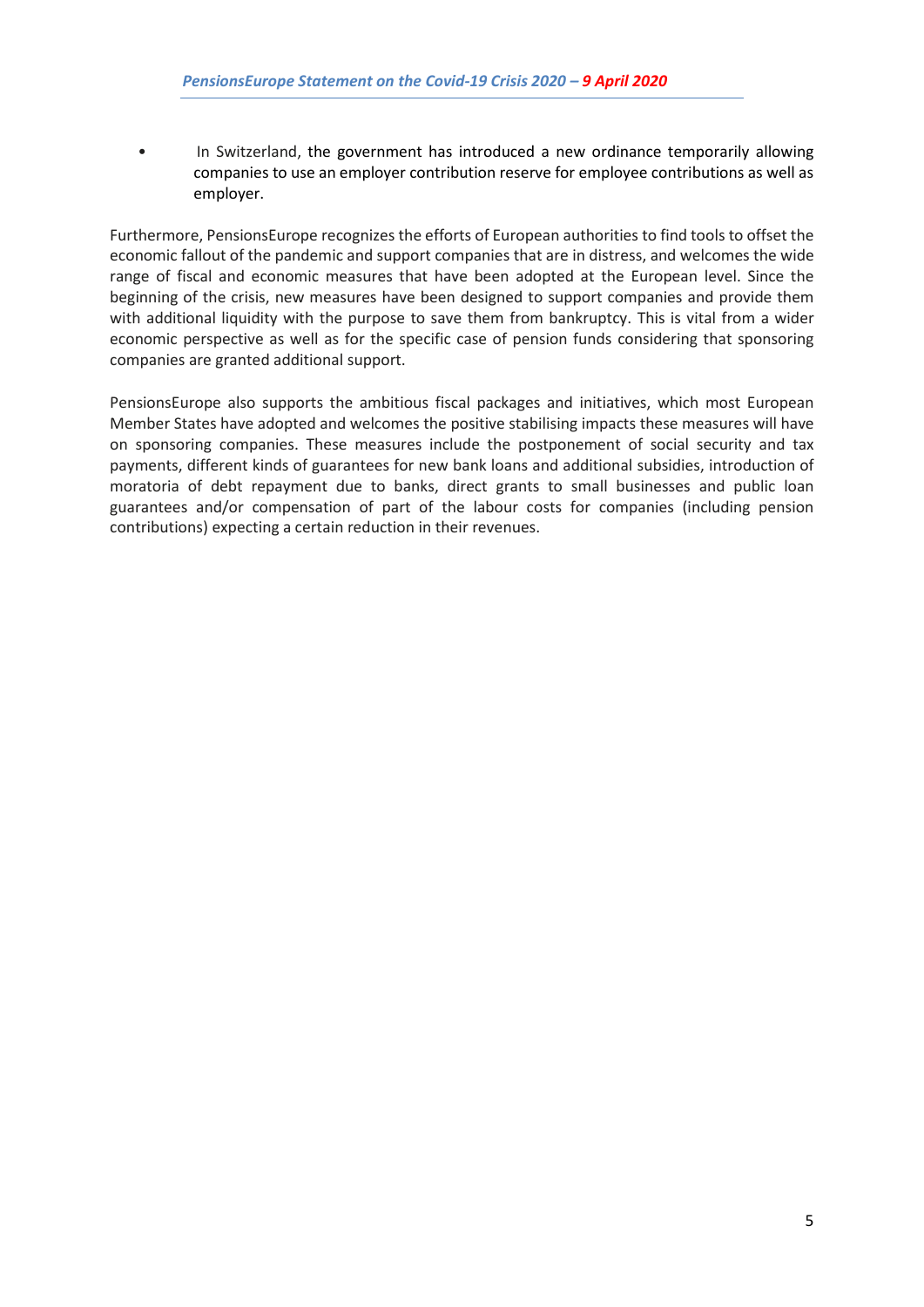- In Switzerland, the government has introduced a new ordinance temporarily allowing companies to use an employer contribution reserve for employee contributions as well as employer.

Furthermore, PensionsEurope recognizes the efforts of European authorities to find tools to offset the economic fallout of the pandemic and support companies that are in distress, and welcomes the wide range of fiscal and economic measures that have been adopted at the European level. Since the beginning of the crisis, new measures have been designed to support companies and provide them with additional liquidity with the purpose to save them from bankruptcy. This is vital from a wider economic perspective as well as for the specific case of pension funds considering that sponsoring companies are granted additional support.

PensionsEurope also supports the ambitious fiscal packages and initiatives, which most European Member States have adopted and welcomes the positive stabilising impacts these measures will have on sponsoring companies. These measures include the postponement of social security and tax payments, different kinds of guarantees for new bank loans and additional subsidies, introduction of moratoria of debt repayment due to banks, direct grants to small businesses and public loan guarantees and/or compensation of part of the labour costs for companies (including pension contributions) expecting a certain reduction in their revenues.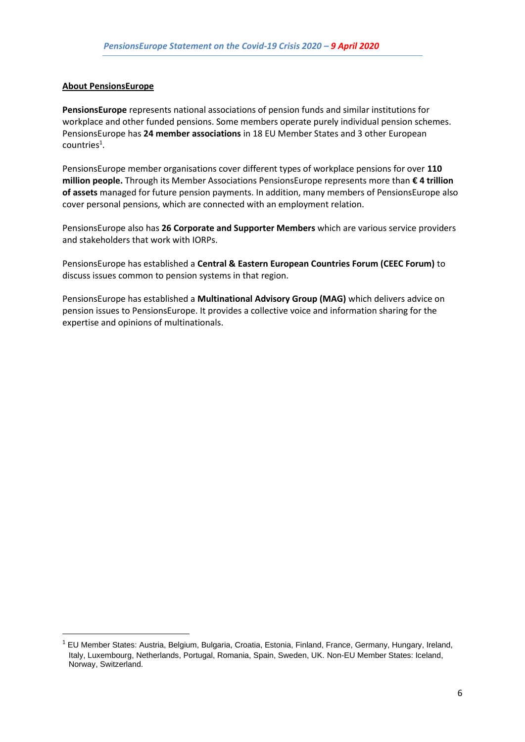## About PensionsEurope

**PensionsEurope** represents national associations of pension funds and similar institutions for workplace and other funded pensions. Some members operate purely individual pension schemes. PensionsEurope has **24 member associations** in 18 EU Member States and 3 other European countries[1].

PensionsEurope member organisations cover different types of workplace pensions for over **110 million people.** Through its Member Associations PensionsEurope represents more than **€ 4 trillion of assets** managed for future pension payments. In addition, many members of PensionsEurope also cover personal pensions, which are connected with an employment relation.

PensionsEurope also has **26 Corporate and Supporter Members** which are various service providers and stakeholders that work with IORPs.

PensionsEurope has established a **Central & Eastern European Countries Forum (CEEC Forum)** to discuss issues common to pension systems in that region.

PensionsEurope has established a **Multinational Advisory Group (MAG)** which delivers advice on pension issues to PensionsEurope. It provides a collective voice and information sharing for the expertise and opinions of multinationals.

---

[1] EU Member States: Austria, Belgium, Bulgaria, Croatia, Estonia, Finland, France, Germany, Hungary, Ireland, Italy, Luxembourg, Netherlands, Portugal, Romania, Spain, Sweden, UK. Non-EU Member States: Iceland, Norway, Switzerland.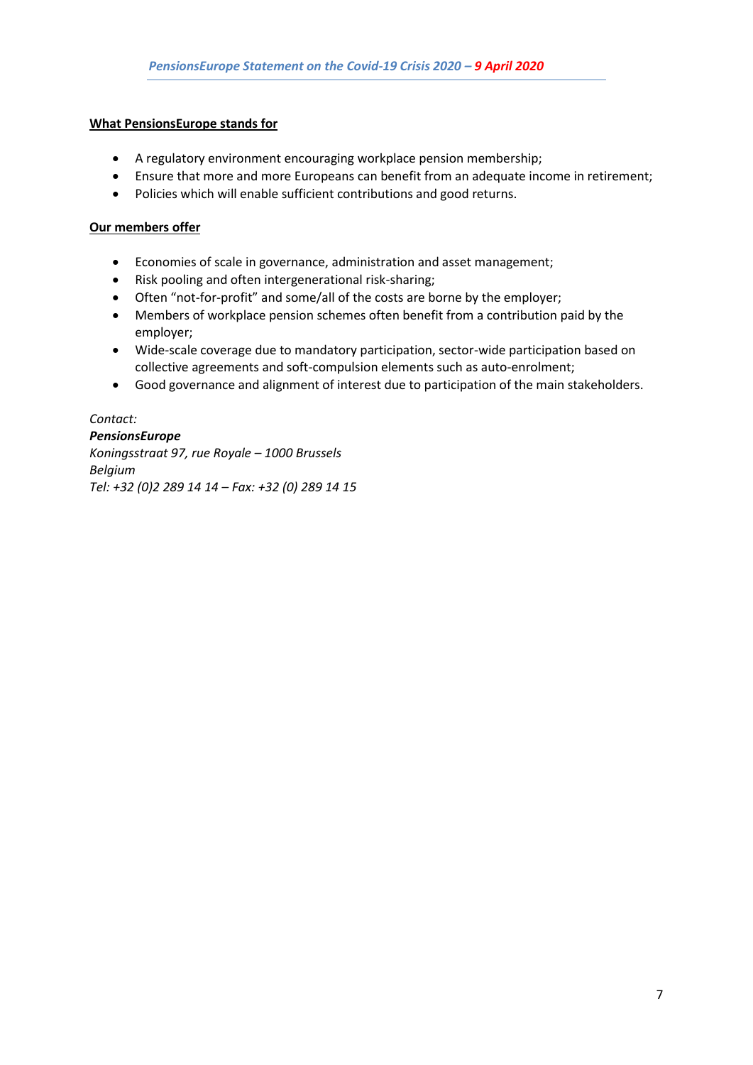**What PensionsEurope stands for**

- A regulatory environment encouraging workplace pension membership;
- Ensure that more and more Europeans can benefit from an adequate income in retirement;
- Policies which will enable sufficient contributions and good returns.

**Our members offer**

- Economies of scale in governance, administration and asset management;
- Risk pooling and often intergenerational risk-sharing;
- Often "not-for-profit" and some/all of the costs are borne by the employer;
- Members of workplace pension schemes often benefit from a contribution paid by the employer;
- Wide-scale coverage due to mandatory participation, sector-wide participation based on collective agreements and soft-compulsion elements such as auto-enrolment;
- Good governance and alignment of interest due to participation of the main stakeholders.

*Contact:*
***PensionsEurope***
*Koningsstraat 97, rue Royale – 1000 Brussels*
*Belgium*
*Tel: +32 (0)2 289 14 14 – Fax: +32 (0) 289 14 15*